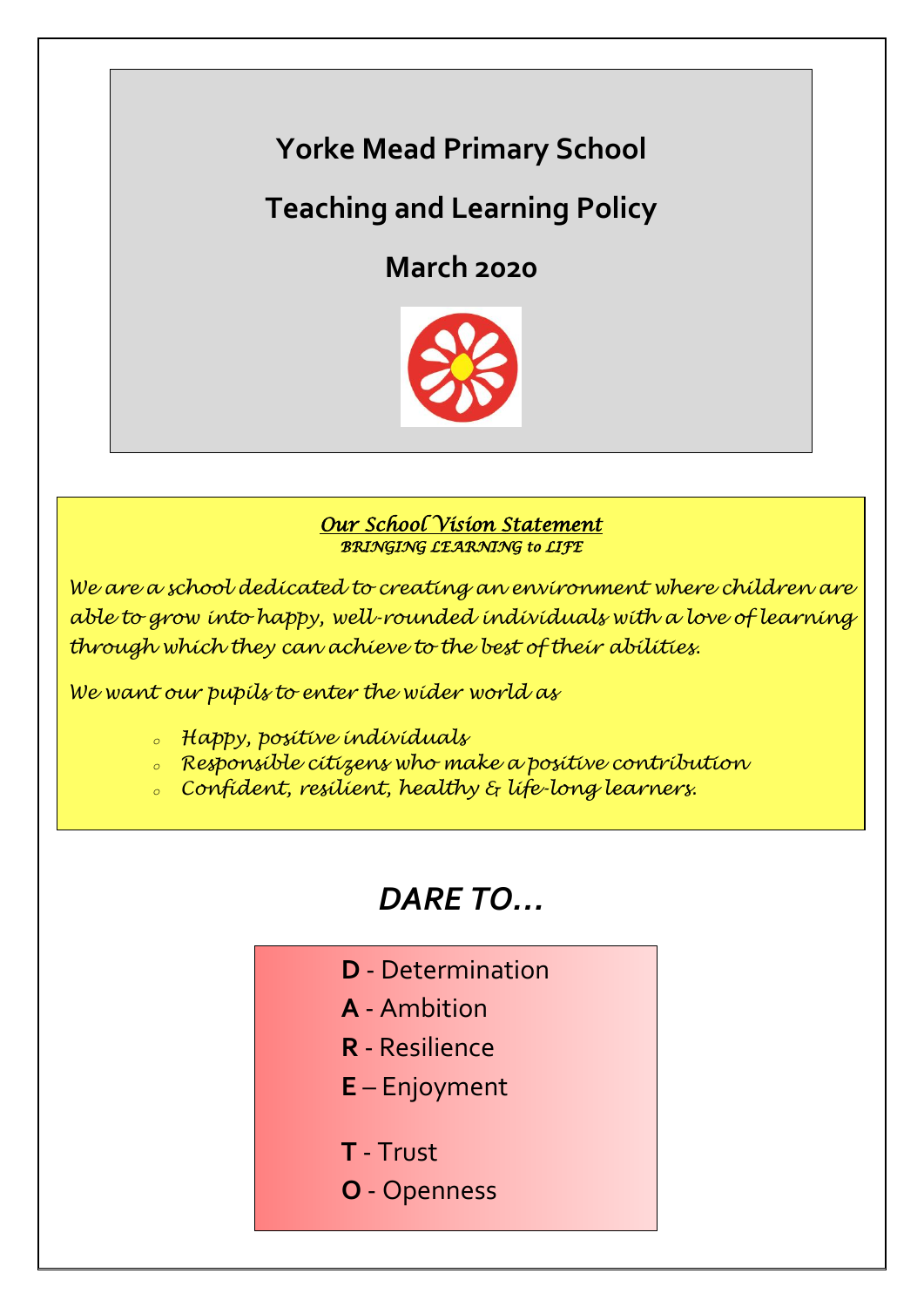# Yorke Mead Primary School

# Teaching and Learning Policy

# March 2020

***<u>Our School Vision Statement</u>***

***BRINGING LEARNING to LIFE***

*We are a school dedicated to creating an environment where children are able to grow into happy, well-rounded individuals with a love of learning through which they can achieve to the best of their abilities.*

*We want our pupils to enter the wider world as*

- *Happy, positive individuals*
- *Responsible citizens who make a positive contribution*
- *Confident, resilient, healthy & life-long learners.*

## *DARE TO…*

**D** - Determination

**A** - Ambition

**R** - Resilience

**E** – Enjoyment

**T** - Trust

**O** - Openness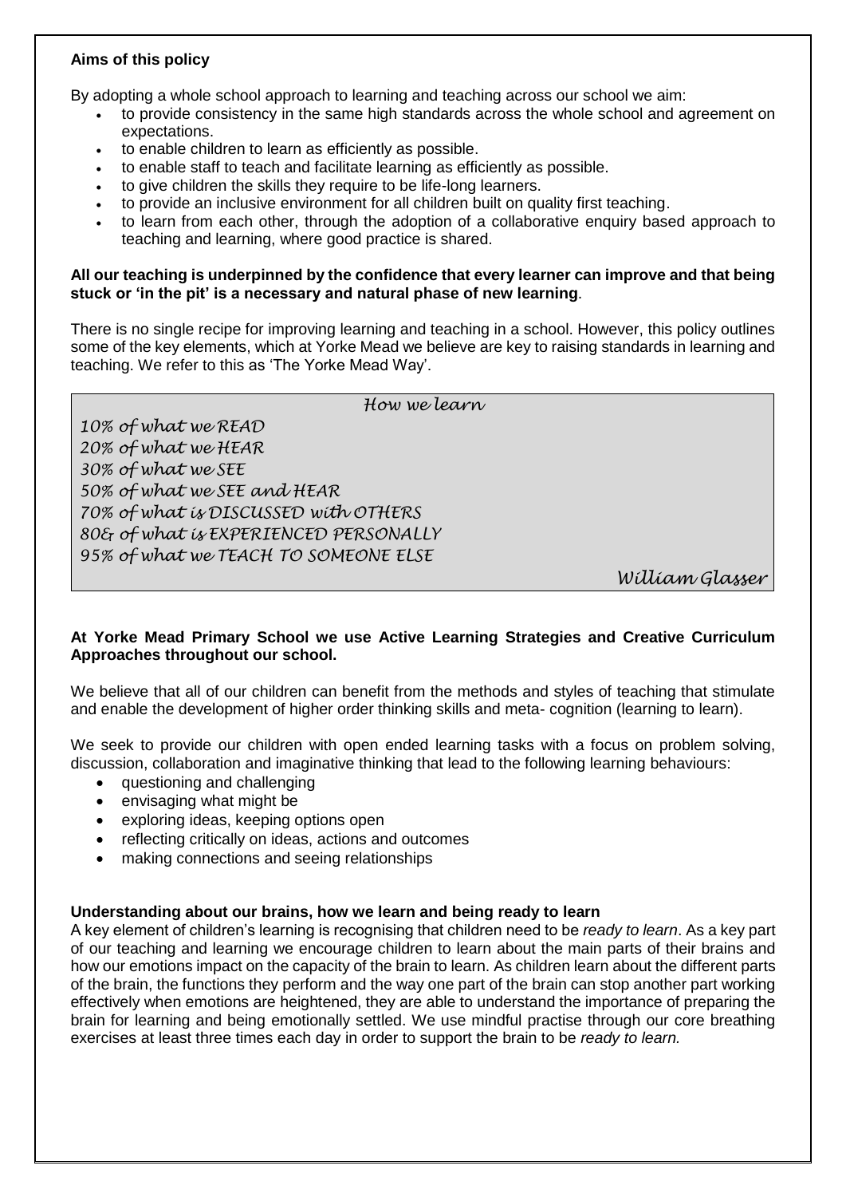**Aims of this policy**

By adopting a whole school approach to learning and teaching across our school we aim:

- to provide consistency in the same high standards across the whole school and agreement on expectations.
- to enable children to learn as efficiently as possible.
- to enable staff to teach and facilitate learning as efficiently as possible.
- to give children the skills they require to be life-long learners.
- to provide an inclusive environment for all children built on quality first teaching.
- to learn from each other, through the adoption of a collaborative enquiry based approach to teaching and learning, where good practice is shared.

**All our teaching is underpinned by the confidence that every learner can improve and that being stuck or 'in the pit' is a necessary and natural phase of new learning**.

There is no single recipe for improving learning and teaching in a school. However, this policy outlines some of the key elements, which at Yorke Mead we believe are key to raising standards in learning and teaching. We refer to this as 'The Yorke Mead Way'.

*How we learn*

*10% of what we READ*
*20% of what we HEAR*
*30% of what we SEE*
*50% of what we SEE and HEAR*
*70% of what is DISCUSSED with OTHERS*
*80& of what is EXPERIENCED PERSONALLY*
*95% of what we TEACH TO SOMEONE ELSE*

*William Glasser*

**At Yorke Mead Primary School we use Active Learning Strategies and Creative Curriculum Approaches throughout our school.**

We believe that all of our children can benefit from the methods and styles of teaching that stimulate and enable the development of higher order thinking skills and meta- cognition (learning to learn).

We seek to provide our children with open ended learning tasks with a focus on problem solving, discussion, collaboration and imaginative thinking that lead to the following learning behaviours:

- questioning and challenging
- envisaging what might be
- exploring ideas, keeping options open
- reflecting critically on ideas, actions and outcomes
- making connections and seeing relationships

**Understanding about our brains, how we learn and being ready to learn**

A key element of children's learning is recognising that children need to be *ready to learn*. As a key part of our teaching and learning we encourage children to learn about the main parts of their brains and how our emotions impact on the capacity of the brain to learn. As children learn about the different parts of the brain, the functions they perform and the way one part of the brain can stop another part working effectively when emotions are heightened, they are able to understand the importance of preparing the brain for learning and being emotionally settled. We use mindful practise through our core breathing exercises at least three times each day in order to support the brain to be *ready to learn.*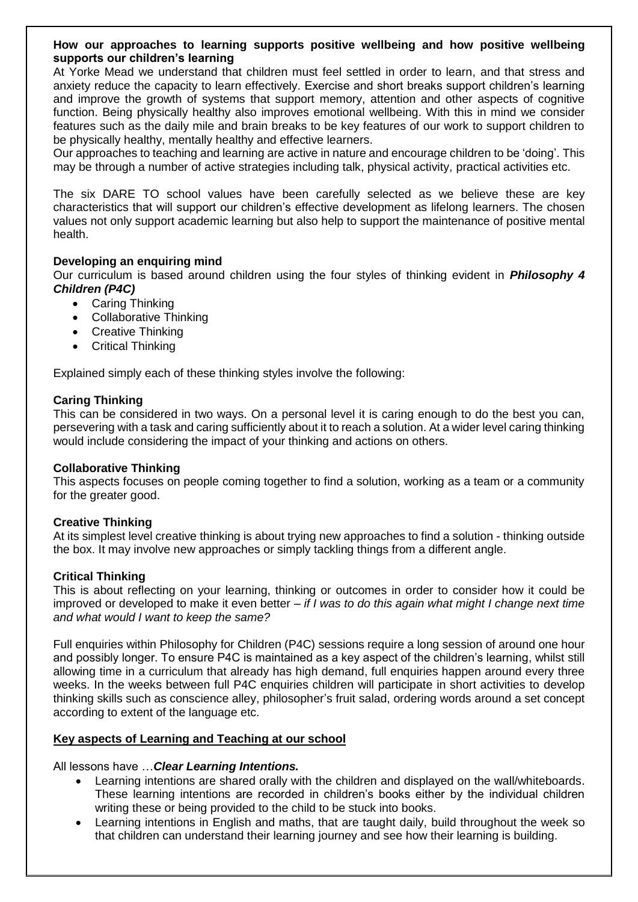**How our approaches to learning supports positive wellbeing and how positive wellbeing supports our children's learning**

At Yorke Mead we understand that children must feel settled in order to learn, and that stress and anxiety reduce the capacity to learn effectively. Exercise and short breaks support children's learning and improve the growth of systems that support memory, attention and other aspects of cognitive function. Being physically healthy also improves emotional wellbeing. With this in mind we consider features such as the daily mile and brain breaks to be key features of our work to support children to be physically healthy, mentally healthy and effective learners.

Our approaches to teaching and learning are active in nature and encourage children to be 'doing'. This may be through a number of active strategies including talk, physical activity, practical activities etc.

The six DARE TO school values have been carefully selected as we believe these are key characteristics that will support our children's effective development as lifelong learners. The chosen values not only support academic learning but also help to support the maintenance of positive mental health.

**Developing an enquiring mind**

Our curriculum is based around children using the four styles of thinking evident in ***Philosophy 4 Children (P4C)***

- Caring Thinking
- Collaborative Thinking
- Creative Thinking
- Critical Thinking

Explained simply each of these thinking styles involve the following:

**Caring Thinking**

This can be considered in two ways. On a personal level it is caring enough to do the best you can, persevering with a task and caring sufficiently about it to reach a solution. At a wider level caring thinking would include considering the impact of your thinking and actions on others.

**Collaborative Thinking**

This aspects focuses on people coming together to find a solution, working as a team or a community for the greater good.

**Creative Thinking**

At its simplest level creative thinking is about trying new approaches to find a solution - thinking outside the box. It may involve new approaches or simply tackling things from a different angle.

**Critical Thinking**

This is about reflecting on your learning, thinking or outcomes in order to consider how it could be improved or developed to make it even better – *if I was to do this again what might I change next time and what would I want to keep the same?*

Full enquiries within Philosophy for Children (P4C) sessions require a long session of around one hour and possibly longer. To ensure P4C is maintained as a key aspect of the children's learning, whilst still allowing time in a curriculum that already has high demand, full enquiries happen around every three weeks. In the weeks between full P4C enquiries children will participate in short activities to develop thinking skills such as conscience alley, philosopher's fruit salad, ordering words around a set concept according to extent of the language etc.

**Key aspects of Learning and Teaching at our school**

All lessons have …***Clear Learning Intentions.***

- Learning intentions are shared orally with the children and displayed on the wall/whiteboards. These learning intentions are recorded in children's books either by the individual children writing these or being provided to the child to be stuck into books.
- Learning intentions in English and maths, that are taught daily, build throughout the week so that children can understand their learning journey and see how their learning is building.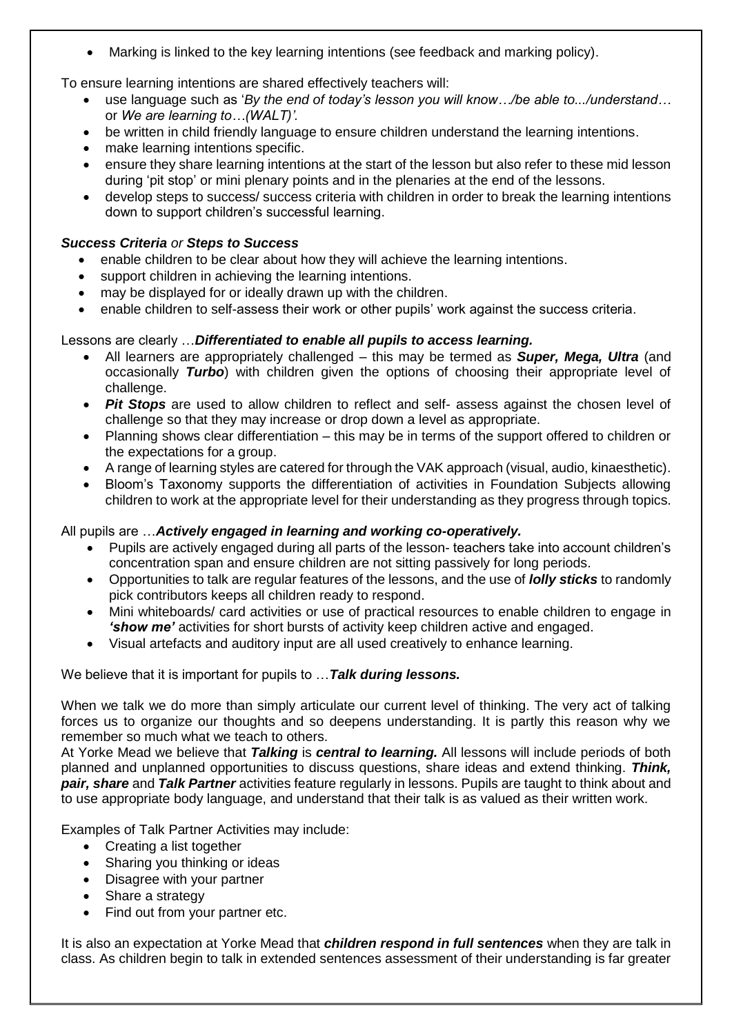- Marking is linked to the key learning intentions (see feedback and marking policy).

To ensure learning intentions are shared effectively teachers will:

- use language such as '*By the end of today's lesson you will know…/be able to.../understand…* or *We are learning to…(WALT)'.*
- be written in child friendly language to ensure children understand the learning intentions.
- make learning intentions specific.
- ensure they share learning intentions at the start of the lesson but also refer to these mid lesson during 'pit stop' or mini plenary points and in the plenaries at the end of the lessons.
- develop steps to success/ success criteria with children in order to break the learning intentions down to support children's successful learning.

***Success Criteria*** *or* ***Steps to Success***

- enable children to be clear about how they will achieve the learning intentions.
- support children in achieving the learning intentions.
- may be displayed for or ideally drawn up with the children.
- enable children to self-assess their work or other pupils' work against the success criteria.

Lessons are clearly …***Differentiated to enable all pupils to access learning.***

- All learners are appropriately challenged – this may be termed as ***Super, Mega, Ultra*** (and occasionally ***Turbo***) with children given the options of choosing their appropriate level of challenge.
- ***Pit Stops*** are used to allow children to reflect and self- assess against the chosen level of challenge so that they may increase or drop down a level as appropriate.
- Planning shows clear differentiation – this may be in terms of the support offered to children or the expectations for a group.
- A range of learning styles are catered for through the VAK approach (visual, audio, kinaesthetic).
- Bloom's Taxonomy supports the differentiation of activities in Foundation Subjects allowing children to work at the appropriate level for their understanding as they progress through topics.

All pupils are …***Actively engaged in learning and working co-operatively.***

- Pupils are actively engaged during all parts of the lesson- teachers take into account children's concentration span and ensure children are not sitting passively for long periods.
- Opportunities to talk are regular features of the lessons, and the use of ***lolly sticks*** to randomly pick contributors keeps all children ready to respond.
- Mini whiteboards/ card activities or use of practical resources to enable children to engage in ***'show me'*** activities for short bursts of activity keep children active and engaged.
- Visual artefacts and auditory input are all used creatively to enhance learning.

We believe that it is important for pupils to …***Talk during lessons.***

When we talk we do more than simply articulate our current level of thinking. The very act of talking forces us to organize our thoughts and so deepens understanding. It is partly this reason why we remember so much what we teach to others.
At Yorke Mead we believe that ***Talking*** is ***central to learning.*** All lessons will include periods of both planned and unplanned opportunities to discuss questions, share ideas and extend thinking. ***Think, pair, share*** and ***Talk Partner*** activities feature regularly in lessons. Pupils are taught to think about and to use appropriate body language, and understand that their talk is as valued as their written work.

Examples of Talk Partner Activities may include:

- Creating a list together
- Sharing you thinking or ideas
- Disagree with your partner
- Share a strategy
- Find out from your partner etc.

It is also an expectation at Yorke Mead that ***children respond in full sentences*** when they are talk in class. As children begin to talk in extended sentences assessment of their understanding is far greater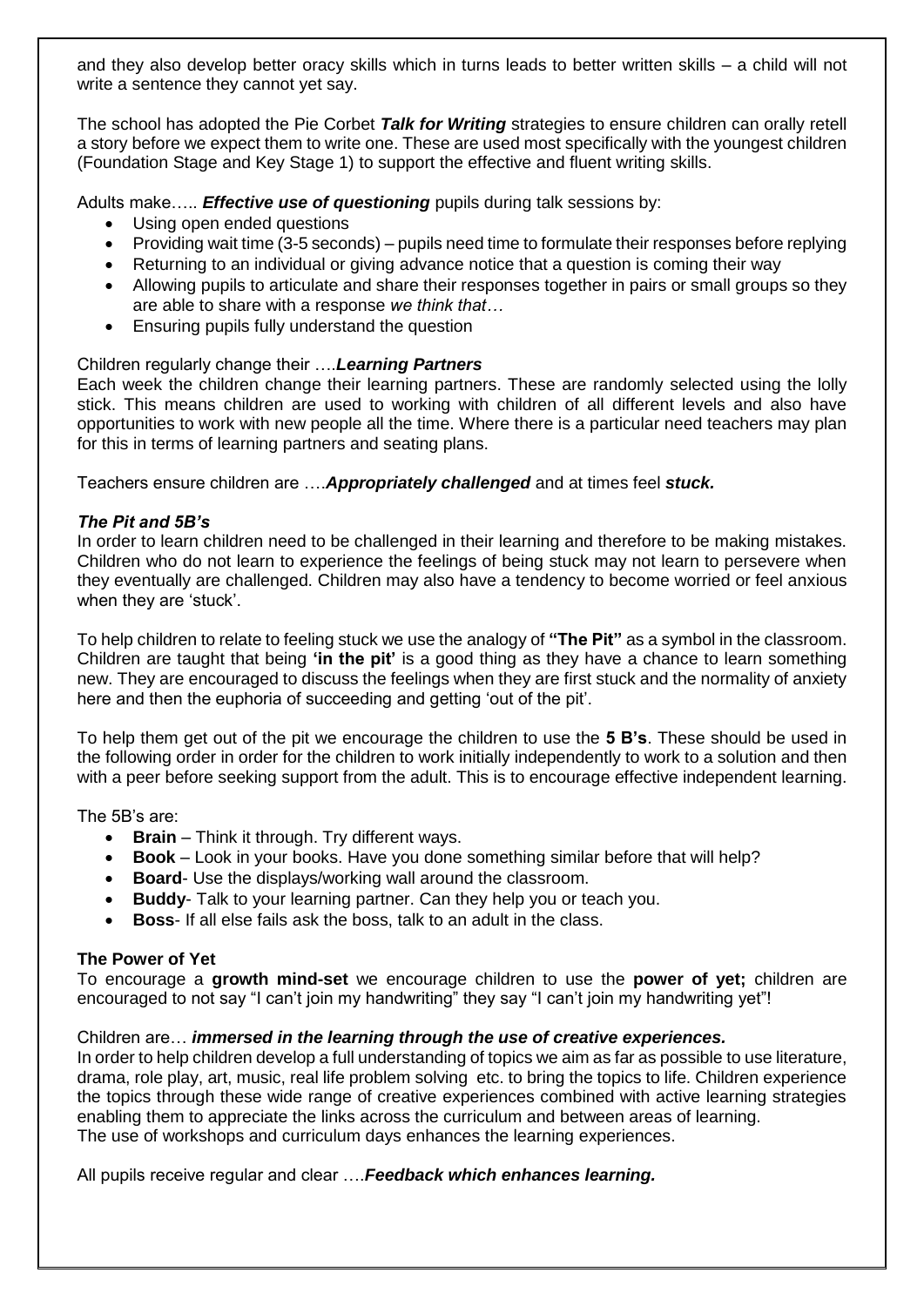and they also develop better oracy skills which in turns leads to better written skills – a child will not write a sentence they cannot yet say.

The school has adopted the Pie Corbet ***Talk for Writing*** strategies to ensure children can orally retell a story before we expect them to write one. These are used most specifically with the youngest children (Foundation Stage and Key Stage 1) to support the effective and fluent writing skills.

Adults make….. ***Effective use of questioning*** pupils during talk sessions by:

- Using open ended questions
- Providing wait time (3-5 seconds) – pupils need time to formulate their responses before replying
- Returning to an individual or giving advance notice that a question is coming their way
- Allowing pupils to articulate and share their responses together in pairs or small groups so they are able to share with a response *we think that…*
- Ensuring pupils fully understand the question

Children regularly change their ….***Learning Partners***

Each week the children change their learning partners. These are randomly selected using the lolly stick. This means children are used to working with children of all different levels and also have opportunities to work with new people all the time. Where there is a particular need teachers may plan for this in terms of learning partners and seating plans.

Teachers ensure children are ….***Appropriately challenged*** and at times feel ***stuck.***

***The Pit and 5B's***

In order to learn children need to be challenged in their learning and therefore to be making mistakes. Children who do not learn to experience the feelings of being stuck may not learn to persevere when they eventually are challenged. Children may also have a tendency to become worried or feel anxious when they are 'stuck'.

To help children to relate to feeling stuck we use the analogy of **"The Pit"** as a symbol in the classroom. Children are taught that being **'in the pit'** is a good thing as they have a chance to learn something new. They are encouraged to discuss the feelings when they are first stuck and the normality of anxiety here and then the euphoria of succeeding and getting 'out of the pit'.

To help them get out of the pit we encourage the children to use the **5 B's**. These should be used in the following order in order for the children to work initially independently to work to a solution and then with a peer before seeking support from the adult. This is to encourage effective independent learning.

The 5B's are:

- **Brain** – Think it through. Try different ways.
- **Book** – Look in your books. Have you done something similar before that will help?
- **Board**- Use the displays/working wall around the classroom.
- **Buddy**- Talk to your learning partner. Can they help you or teach you.
- **Boss**- If all else fails ask the boss, talk to an adult in the class.

**The Power of Yet**

To encourage a **growth mind-set** we encourage children to use the **power of yet;** children are encouraged to not say "I can't join my handwriting" they say "I can't join my handwriting yet"!

Children are… ***immersed in the learning through the use of creative experiences.***

In order to help children develop a full understanding of topics we aim as far as possible to use literature, drama, role play, art, music, real life problem solving etc. to bring the topics to life. Children experience the topics through these wide range of creative experiences combined with active learning strategies enabling them to appreciate the links across the curriculum and between areas of learning.

The use of workshops and curriculum days enhances the learning experiences.

All pupils receive regular and clear ….***Feedback which enhances learning.***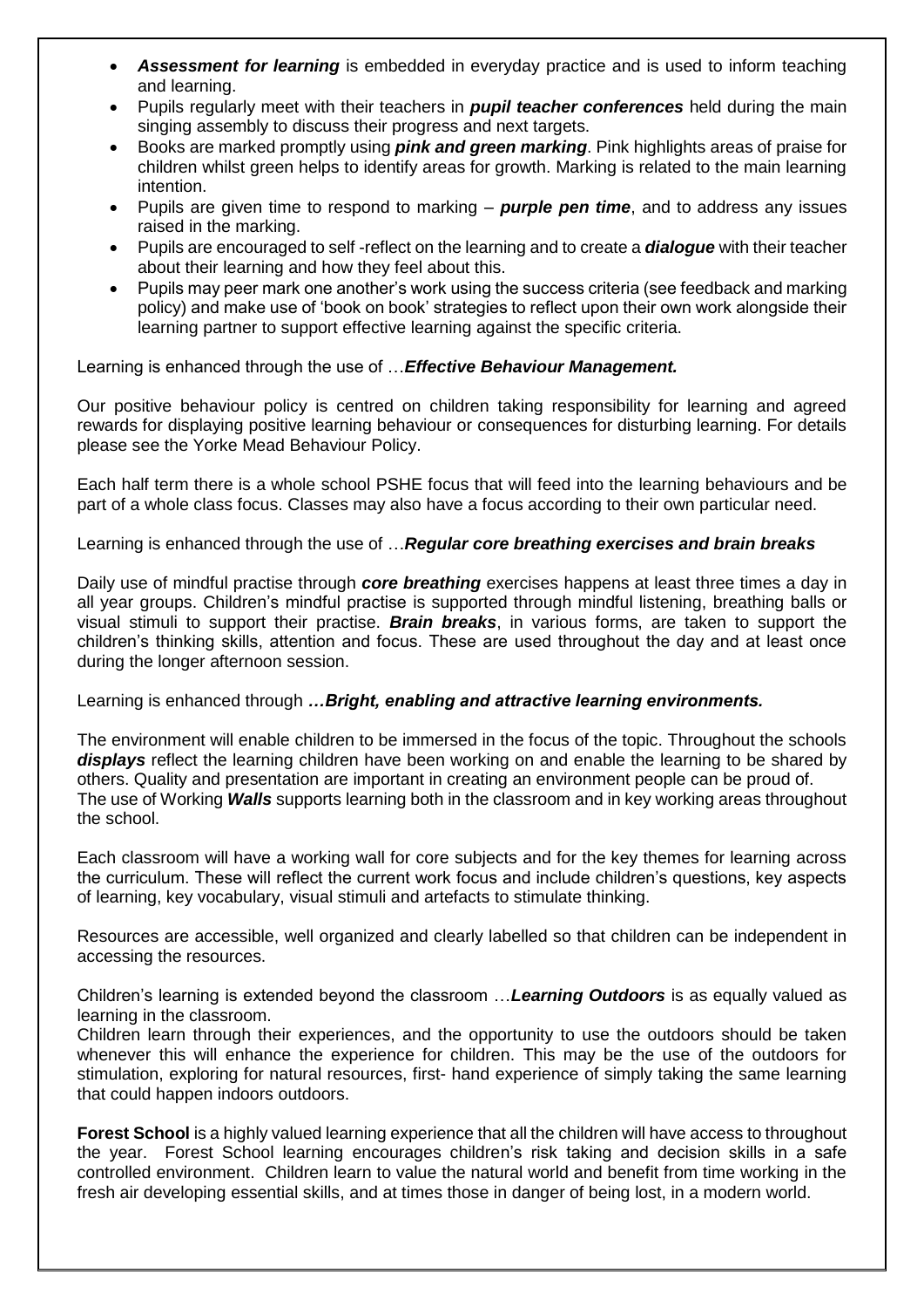- ***Assessment for learning*** is embedded in everyday practice and is used to inform teaching and learning.
- Pupils regularly meet with their teachers in ***pupil teacher conferences*** held during the main singing assembly to discuss their progress and next targets.
- Books are marked promptly using ***pink and green marking***. Pink highlights areas of praise for children whilst green helps to identify areas for growth. Marking is related to the main learning intention.
- Pupils are given time to respond to marking – ***purple pen time***, and to address any issues raised in the marking.
- Pupils are encouraged to self -reflect on the learning and to create a ***dialogue*** with their teacher about their learning and how they feel about this.
- Pupils may peer mark one another's work using the success criteria (see feedback and marking policy) and make use of 'book on book' strategies to reflect upon their own work alongside their learning partner to support effective learning against the specific criteria.

Learning is enhanced through the use of …***Effective Behaviour Management.***

Our positive behaviour policy is centred on children taking responsibility for learning and agreed rewards for displaying positive learning behaviour or consequences for disturbing learning. For details please see the Yorke Mead Behaviour Policy.

Each half term there is a whole school PSHE focus that will feed into the learning behaviours and be part of a whole class focus. Classes may also have a focus according to their own particular need.

Learning is enhanced through the use of …***Regular core breathing exercises and brain breaks***

Daily use of mindful practise through ***core breathing*** exercises happens at least three times a day in all year groups. Children's mindful practise is supported through mindful listening, breathing balls or visual stimuli to support their practise. ***Brain breaks***, in various forms, are taken to support the children's thinking skills, attention and focus. These are used throughout the day and at least once during the longer afternoon session.

Learning is enhanced through ***…Bright, enabling and attractive learning environments.***

The environment will enable children to be immersed in the focus of the topic. Throughout the schools ***displays*** reflect the learning children have been working on and enable the learning to be shared by others. Quality and presentation are important in creating an environment people can be proud of. The use of Working ***Walls*** supports learning both in the classroom and in key working areas throughout the school.

Each classroom will have a working wall for core subjects and for the key themes for learning across the curriculum. These will reflect the current work focus and include children's questions, key aspects of learning, key vocabulary, visual stimuli and artefacts to stimulate thinking.

Resources are accessible, well organized and clearly labelled so that children can be independent in accessing the resources.

Children's learning is extended beyond the classroom …***Learning Outdoors*** is as equally valued as learning in the classroom.
Children learn through their experiences, and the opportunity to use the outdoors should be taken whenever this will enhance the experience for children. This may be the use of the outdoors for stimulation, exploring for natural resources, first- hand experience of simply taking the same learning that could happen indoors outdoors.

**Forest School** is a highly valued learning experience that all the children will have access to throughout the year. Forest School learning encourages children's risk taking and decision skills in a safe controlled environment. Children learn to value the natural world and benefit from time working in the fresh air developing essential skills, and at times those in danger of being lost, in a modern world.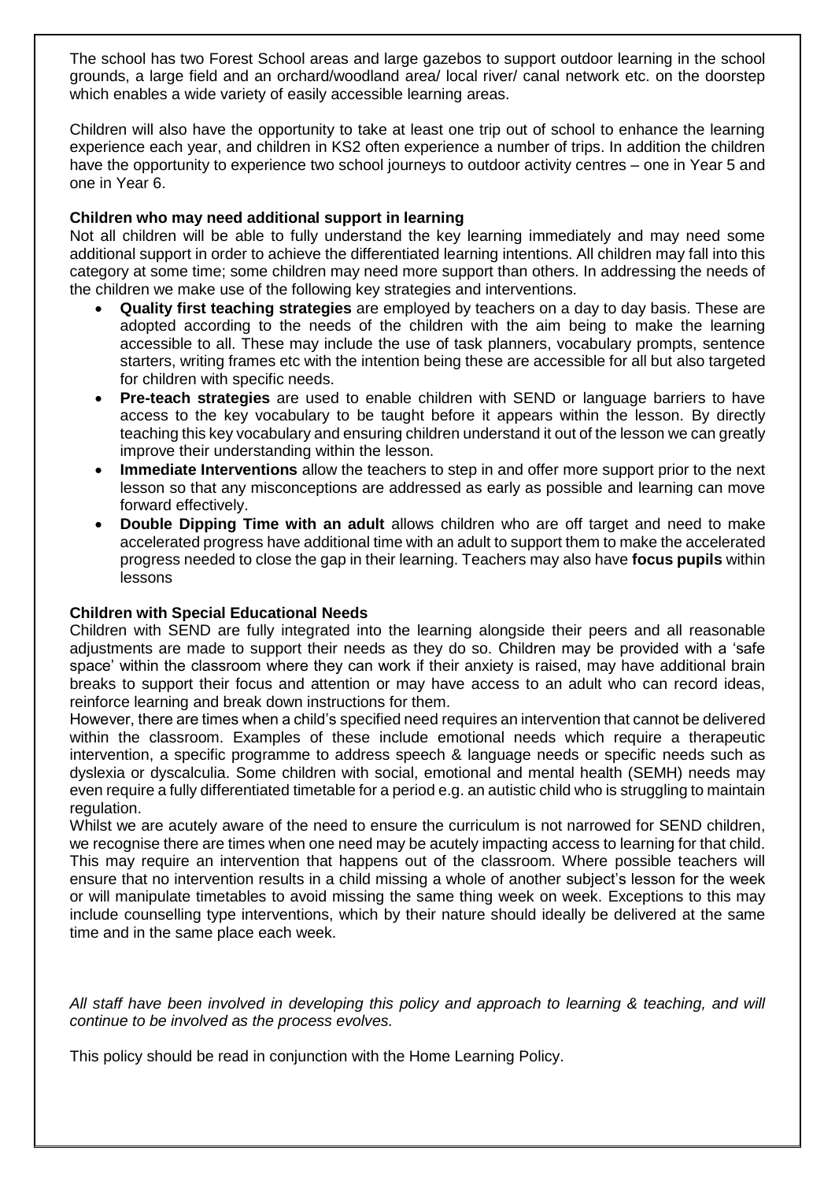The school has two Forest School areas and large gazebos to support outdoor learning in the school grounds, a large field and an orchard/woodland area/ local river/ canal network etc. on the doorstep which enables a wide variety of easily accessible learning areas.

Children will also have the opportunity to take at least one trip out of school to enhance the learning experience each year, and children in KS2 often experience a number of trips. In addition the children have the opportunity to experience two school journeys to outdoor activity centres – one in Year 5 and one in Year 6.

**Children who may need additional support in learning**

Not all children will be able to fully understand the key learning immediately and may need some additional support in order to achieve the differentiated learning intentions. All children may fall into this category at some time; some children may need more support than others. In addressing the needs of the children we make use of the following key strategies and interventions.

- **Quality first teaching strategies** are employed by teachers on a day to day basis. These are adopted according to the needs of the children with the aim being to make the learning accessible to all. These may include the use of task planners, vocabulary prompts, sentence starters, writing frames etc with the intention being these are accessible for all but also targeted for children with specific needs.
- **Pre-teach strategies** are used to enable children with SEND or language barriers to have access to the key vocabulary to be taught before it appears within the lesson. By directly teaching this key vocabulary and ensuring children understand it out of the lesson we can greatly improve their understanding within the lesson.
- **Immediate Interventions** allow the teachers to step in and offer more support prior to the next lesson so that any misconceptions are addressed as early as possible and learning can move forward effectively.
- **Double Dipping Time with an adult** allows children who are off target and need to make accelerated progress have additional time with an adult to support them to make the accelerated progress needed to close the gap in their learning. Teachers may also have **focus pupils** within lessons

**Children with Special Educational Needs**

Children with SEND are fully integrated into the learning alongside their peers and all reasonable adjustments are made to support their needs as they do so. Children may be provided with a 'safe space' within the classroom where they can work if their anxiety is raised, may have additional brain breaks to support their focus and attention or may have access to an adult who can record ideas, reinforce learning and break down instructions for them.

However, there are times when a child's specified need requires an intervention that cannot be delivered within the classroom. Examples of these include emotional needs which require a therapeutic intervention, a specific programme to address speech & language needs or specific needs such as dyslexia or dyscalculia. Some children with social, emotional and mental health (SEMH) needs may even require a fully differentiated timetable for a period e.g. an autistic child who is struggling to maintain regulation.

Whilst we are acutely aware of the need to ensure the curriculum is not narrowed for SEND children, we recognise there are times when one need may be acutely impacting access to learning for that child. This may require an intervention that happens out of the classroom. Where possible teachers will ensure that no intervention results in a child missing a whole of another subject's lesson for the week or will manipulate timetables to avoid missing the same thing week on week. Exceptions to this may include counselling type interventions, which by their nature should ideally be delivered at the same time and in the same place each week.

*All staff have been involved in developing this policy and approach to learning & teaching, and will continue to be involved as the process evolves.*

This policy should be read in conjunction with the Home Learning Policy.